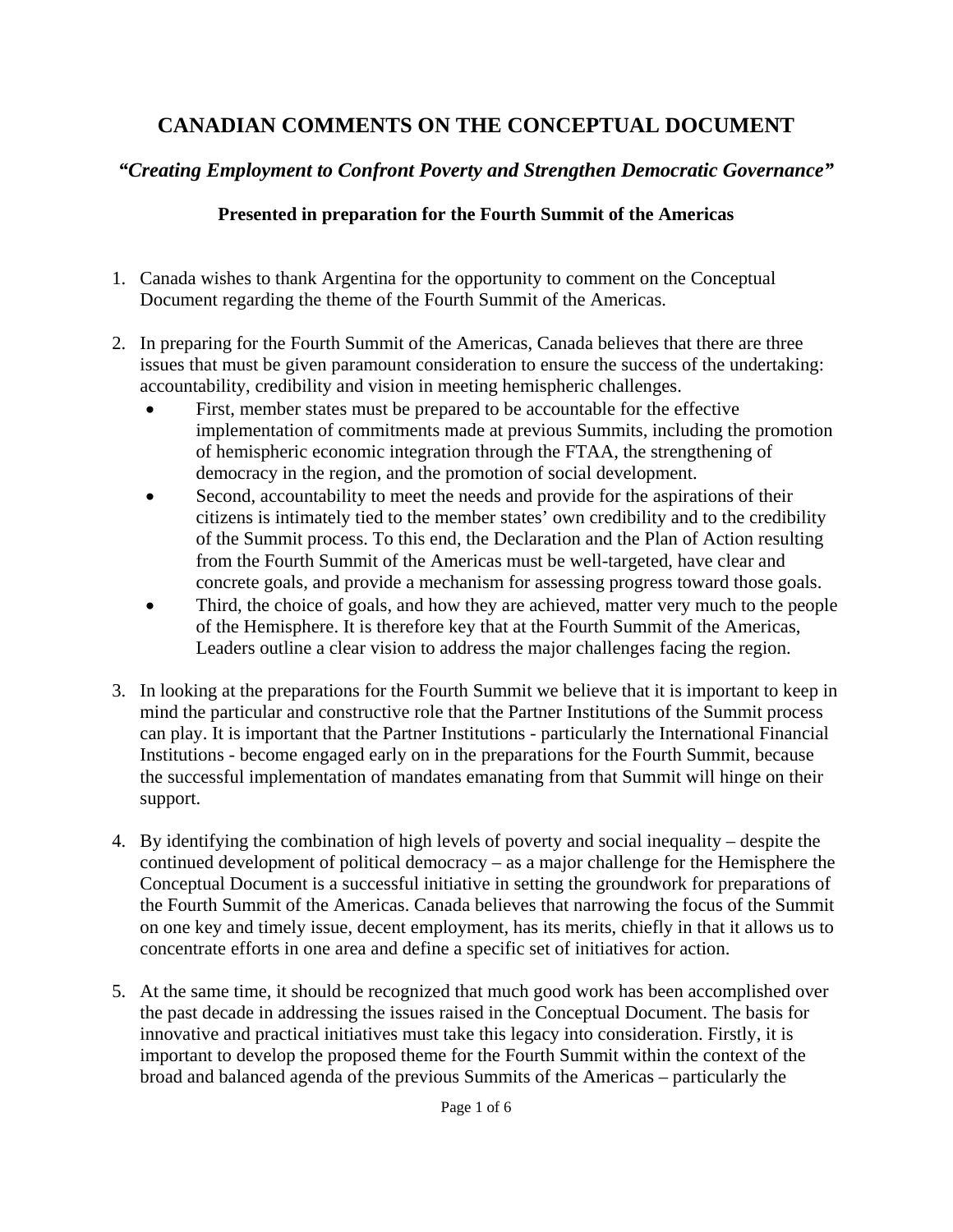# CANADIAN COMMENTS ON THE CONCEPTUAL DOCUMENT

## *"Creating Employment to Confront Poverty and Strengthen Democratic Governance"*

### Presented in preparation for the Fourth Summit of the Americas

1. Canada wishes to thank Argentina for the opportunity to comment on the Conceptual Document regarding the theme of the Fourth Summit of the Americas.

2. In preparing for the Fourth Summit of the Americas, Canada believes that there are three issues that must be given paramount consideration to ensure the success of the undertaking: accountability, credibility and vision in meeting hemispheric challenges.
   - First, member states must be prepared to be accountable for the effective implementation of commitments made at previous Summits, including the promotion of hemispheric economic integration through the FTAA, the strengthening of democracy in the region, and the promotion of social development.
   - Second, accountability to meet the needs and provide for the aspirations of their citizens is intimately tied to the member states' own credibility and to the credibility of the Summit process. To this end, the Declaration and the Plan of Action resulting from the Fourth Summit of the Americas must be well-targeted, have clear and concrete goals, and provide a mechanism for assessing progress toward those goals.
   - Third, the choice of goals, and how they are achieved, matter very much to the people of the Hemisphere. It is therefore key that at the Fourth Summit of the Americas, Leaders outline a clear vision to address the major challenges facing the region.

3. In looking at the preparations for the Fourth Summit we believe that it is important to keep in mind the particular and constructive role that the Partner Institutions of the Summit process can play. It is important that the Partner Institutions - particularly the International Financial Institutions - become engaged early on in the preparations for the Fourth Summit, because the successful implementation of mandates emanating from that Summit will hinge on their support.

4. By identifying the combination of high levels of poverty and social inequality – despite the continued development of political democracy – as a major challenge for the Hemisphere the Conceptual Document is a successful initiative in setting the groundwork for preparations of the Fourth Summit of the Americas. Canada believes that narrowing the focus of the Summit on one key and timely issue, decent employment, has its merits, chiefly in that it allows us to concentrate efforts in one area and define a specific set of initiatives for action.

5. At the same time, it should be recognized that much good work has been accomplished over the past decade in addressing the issues raised in the Conceptual Document. The basis for innovative and practical initiatives must take this legacy into consideration. Firstly, it is important to develop the proposed theme for the Fourth Summit within the context of the broad and balanced agenda of the previous Summits of the Americas – particularly the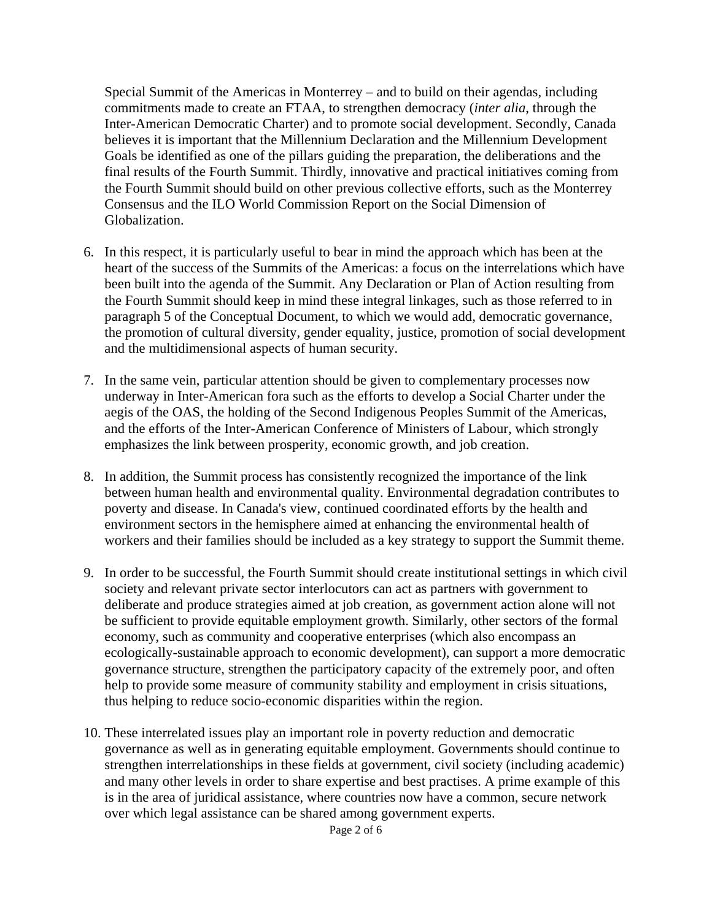Special Summit of the Americas in Monterrey – and to build on their agendas, including commitments made to create an FTAA, to strengthen democracy (*inter alia*, through the Inter-American Democratic Charter) and to promote social development. Secondly, Canada believes it is important that the Millennium Declaration and the Millennium Development Goals be identified as one of the pillars guiding the preparation, the deliberations and the final results of the Fourth Summit. Thirdly, innovative and practical initiatives coming from the Fourth Summit should build on other previous collective efforts, such as the Monterrey Consensus and the ILO World Commission Report on the Social Dimension of Globalization.

6. In this respect, it is particularly useful to bear in mind the approach which has been at the heart of the success of the Summits of the Americas: a focus on the interrelations which have been built into the agenda of the Summit. Any Declaration or Plan of Action resulting from the Fourth Summit should keep in mind these integral linkages, such as those referred to in paragraph 5 of the Conceptual Document, to which we would add, democratic governance, the promotion of cultural diversity, gender equality, justice, promotion of social development and the multidimensional aspects of human security.

7. In the same vein, particular attention should be given to complementary processes now underway in Inter-American fora such as the efforts to develop a Social Charter under the aegis of the OAS, the holding of the Second Indigenous Peoples Summit of the Americas, and the efforts of the Inter-American Conference of Ministers of Labour, which strongly emphasizes the link between prosperity, economic growth, and job creation.

8. In addition, the Summit process has consistently recognized the importance of the link between human health and environmental quality. Environmental degradation contributes to poverty and disease. In Canada's view, continued coordinated efforts by the health and environment sectors in the hemisphere aimed at enhancing the environmental health of workers and their families should be included as a key strategy to support the Summit theme.

9. In order to be successful, the Fourth Summit should create institutional settings in which civil society and relevant private sector interlocutors can act as partners with government to deliberate and produce strategies aimed at job creation, as government action alone will not be sufficient to provide equitable employment growth. Similarly, other sectors of the formal economy, such as community and cooperative enterprises (which also encompass an ecologically-sustainable approach to economic development), can support a more democratic governance structure, strengthen the participatory capacity of the extremely poor, and often help to provide some measure of community stability and employment in crisis situations, thus helping to reduce socio-economic disparities within the region.

10. These interrelated issues play an important role in poverty reduction and democratic governance as well as in generating equitable employment. Governments should continue to strengthen interrelationships in these fields at government, civil society (including academic) and many other levels in order to share expertise and best practises. A prime example of this is in the area of juridical assistance, where countries now have a common, secure network over which legal assistance can be shared among government experts.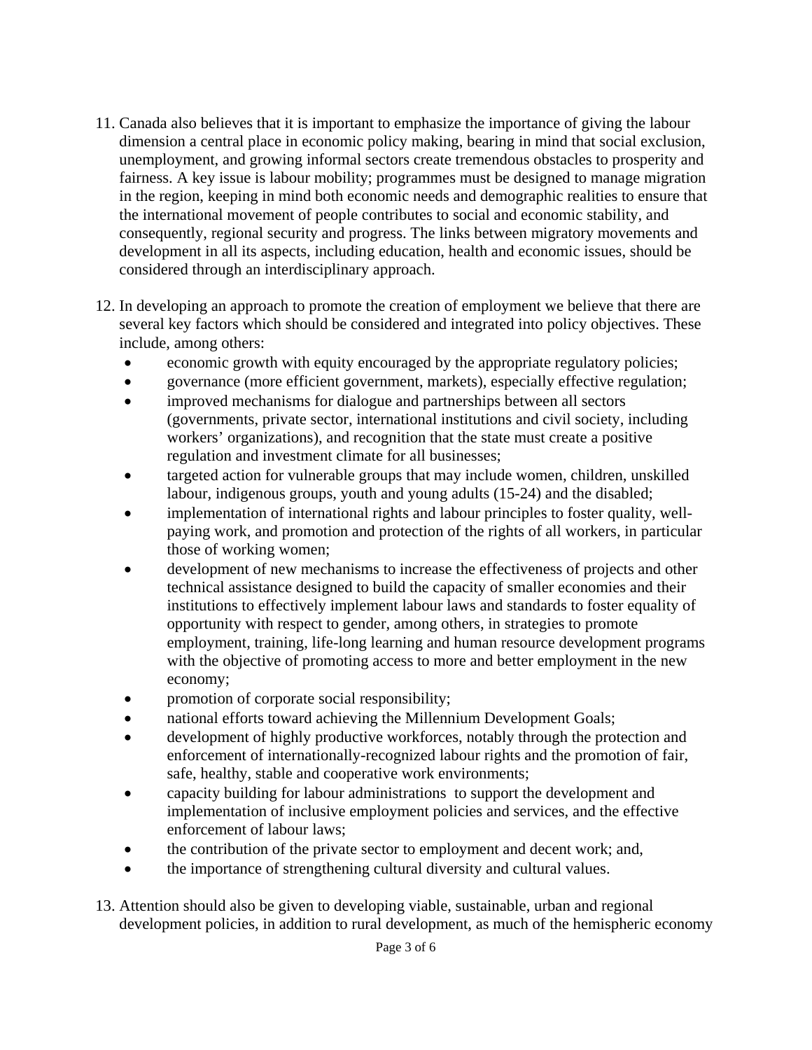11. Canada also believes that it is important to emphasize the importance of giving the labour dimension a central place in economic policy making, bearing in mind that social exclusion, unemployment, and growing informal sectors create tremendous obstacles to prosperity and fairness. A key issue is labour mobility; programmes must be designed to manage migration in the region, keeping in mind both economic needs and demographic realities to ensure that the international movement of people contributes to social and economic stability, and consequently, regional security and progress. The links between migratory movements and development in all its aspects, including education, health and economic issues, should be considered through an interdisciplinary approach.

12. In developing an approach to promote the creation of employment we believe that there are several key factors which should be considered and integrated into policy objectives. These include, among others:
    - economic growth with equity encouraged by the appropriate regulatory policies;
    - governance (more efficient government, markets), especially effective regulation;
    - improved mechanisms for dialogue and partnerships between all sectors (governments, private sector, international institutions and civil society, including workers' organizations), and recognition that the state must create a positive regulation and investment climate for all businesses;
    - targeted action for vulnerable groups that may include women, children, unskilled labour, indigenous groups, youth and young adults (15-24) and the disabled;
    - implementation of international rights and labour principles to foster quality, well-paying work, and promotion and protection of the rights of all workers, in particular those of working women;
    - development of new mechanisms to increase the effectiveness of projects and other technical assistance designed to build the capacity of smaller economies and their institutions to effectively implement labour laws and standards to foster equality of opportunity with respect to gender, among others, in strategies to promote employment, training, life-long learning and human resource development programs with the objective of promoting access to more and better employment in the new economy;
    - promotion of corporate social responsibility;
    - national efforts toward achieving the Millennium Development Goals;
    - development of highly productive workforces, notably through the protection and enforcement of internationally-recognized labour rights and the promotion of fair, safe, healthy, stable and cooperative work environments;
    - capacity building for labour administrations to support the development and implementation of inclusive employment policies and services, and the effective enforcement of labour laws;
    - the contribution of the private sector to employment and decent work; and,
    - the importance of strengthening cultural diversity and cultural values.

13. Attention should also be given to developing viable, sustainable, urban and regional development policies, in addition to rural development, as much of the hemispheric economy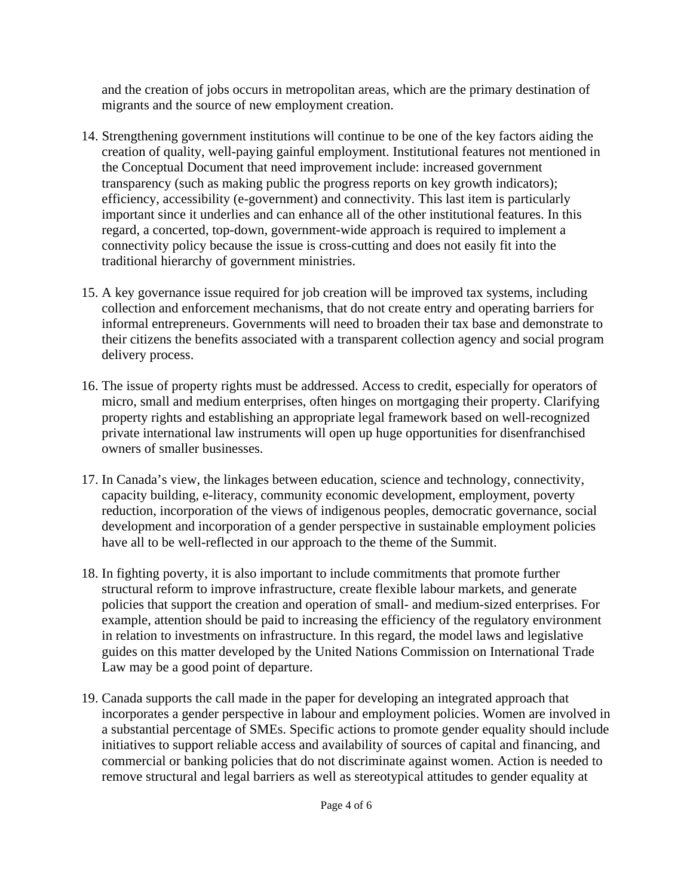and the creation of jobs occurs in metropolitan areas, which are the primary destination of migrants and the source of new employment creation.

14. Strengthening government institutions will continue to be one of the key factors aiding the creation of quality, well-paying gainful employment. Institutional features not mentioned in the Conceptual Document that need improvement include: increased government transparency (such as making public the progress reports on key growth indicators); efficiency, accessibility (e-government) and connectivity. This last item is particularly important since it underlies and can enhance all of the other institutional features. In this regard, a concerted, top-down, government-wide approach is required to implement a connectivity policy because the issue is cross-cutting and does not easily fit into the traditional hierarchy of government ministries.

15. A key governance issue required for job creation will be improved tax systems, including collection and enforcement mechanisms, that do not create entry and operating barriers for informal entrepreneurs. Governments will need to broaden their tax base and demonstrate to their citizens the benefits associated with a transparent collection agency and social program delivery process.

16. The issue of property rights must be addressed. Access to credit, especially for operators of micro, small and medium enterprises, often hinges on mortgaging their property. Clarifying property rights and establishing an appropriate legal framework based on well-recognized private international law instruments will open up huge opportunities for disenfranchised owners of smaller businesses.

17. In Canada's view, the linkages between education, science and technology, connectivity, capacity building, e-literacy, community economic development, employment, poverty reduction, incorporation of the views of indigenous peoples, democratic governance, social development and incorporation of a gender perspective in sustainable employment policies have all to be well-reflected in our approach to the theme of the Summit.

18. In fighting poverty, it is also important to include commitments that promote further structural reform to improve infrastructure, create flexible labour markets, and generate policies that support the creation and operation of small- and medium-sized enterprises. For example, attention should be paid to increasing the efficiency of the regulatory environment in relation to investments on infrastructure. In this regard, the model laws and legislative guides on this matter developed by the United Nations Commission on International Trade Law may be a good point of departure.

19. Canada supports the call made in the paper for developing an integrated approach that incorporates a gender perspective in labour and employment policies. Women are involved in a substantial percentage of SMEs. Specific actions to promote gender equality should include initiatives to support reliable access and availability of sources of capital and financing, and commercial or banking policies that do not discriminate against women. Action is needed to remove structural and legal barriers as well as stereotypical attitudes to gender equality at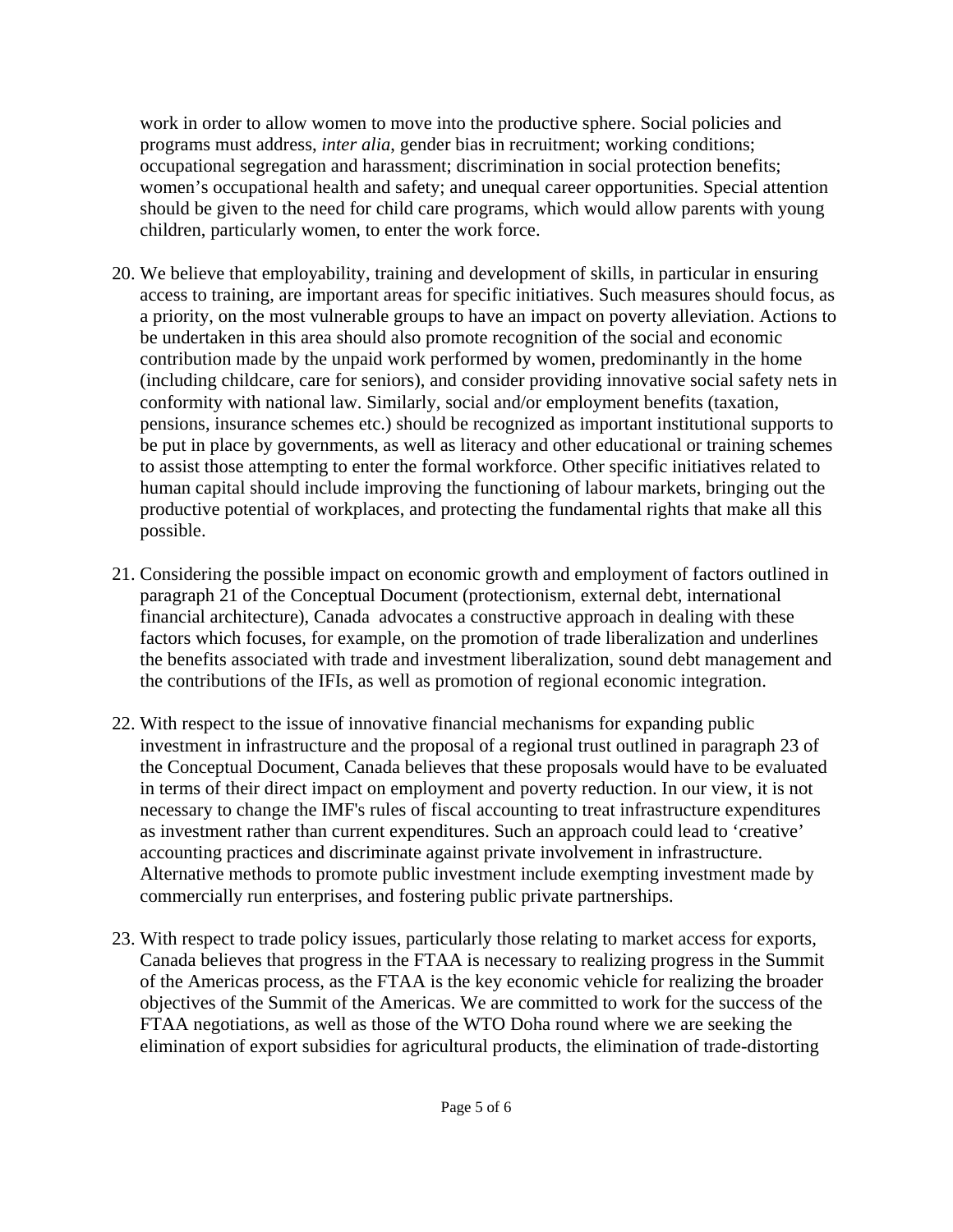work in order to allow women to move into the productive sphere. Social policies and programs must address, *inter alia*, gender bias in recruitment; working conditions; occupational segregation and harassment; discrimination in social protection benefits; women's occupational health and safety; and unequal career opportunities. Special attention should be given to the need for child care programs, which would allow parents with young children, particularly women, to enter the work force.

20. We believe that employability, training and development of skills, in particular in ensuring access to training, are important areas for specific initiatives. Such measures should focus, as a priority, on the most vulnerable groups to have an impact on poverty alleviation. Actions to be undertaken in this area should also promote recognition of the social and economic contribution made by the unpaid work performed by women, predominantly in the home (including childcare, care for seniors), and consider providing innovative social safety nets in conformity with national law. Similarly, social and/or employment benefits (taxation, pensions, insurance schemes etc.) should be recognized as important institutional supports to be put in place by governments, as well as literacy and other educational or training schemes to assist those attempting to enter the formal workforce. Other specific initiatives related to human capital should include improving the functioning of labour markets, bringing out the productive potential of workplaces, and protecting the fundamental rights that make all this possible.

21. Considering the possible impact on economic growth and employment of factors outlined in paragraph 21 of the Conceptual Document (protectionism, external debt, international financial architecture), Canada advocates a constructive approach in dealing with these factors which focuses, for example, on the promotion of trade liberalization and underlines the benefits associated with trade and investment liberalization, sound debt management and the contributions of the IFIs, as well as promotion of regional economic integration.

22. With respect to the issue of innovative financial mechanisms for expanding public investment in infrastructure and the proposal of a regional trust outlined in paragraph 23 of the Conceptual Document, Canada believes that these proposals would have to be evaluated in terms of their direct impact on employment and poverty reduction. In our view, it is not necessary to change the IMF's rules of fiscal accounting to treat infrastructure expenditures as investment rather than current expenditures. Such an approach could lead to 'creative' accounting practices and discriminate against private involvement in infrastructure. Alternative methods to promote public investment include exempting investment made by commercially run enterprises, and fostering public private partnerships.

23. With respect to trade policy issues, particularly those relating to market access for exports, Canada believes that progress in the FTAA is necessary to realizing progress in the Summit of the Americas process, as the FTAA is the key economic vehicle for realizing the broader objectives of the Summit of the Americas. We are committed to work for the success of the FTAA negotiations, as well as those of the WTO Doha round where we are seeking the elimination of export subsidies for agricultural products, the elimination of trade-distorting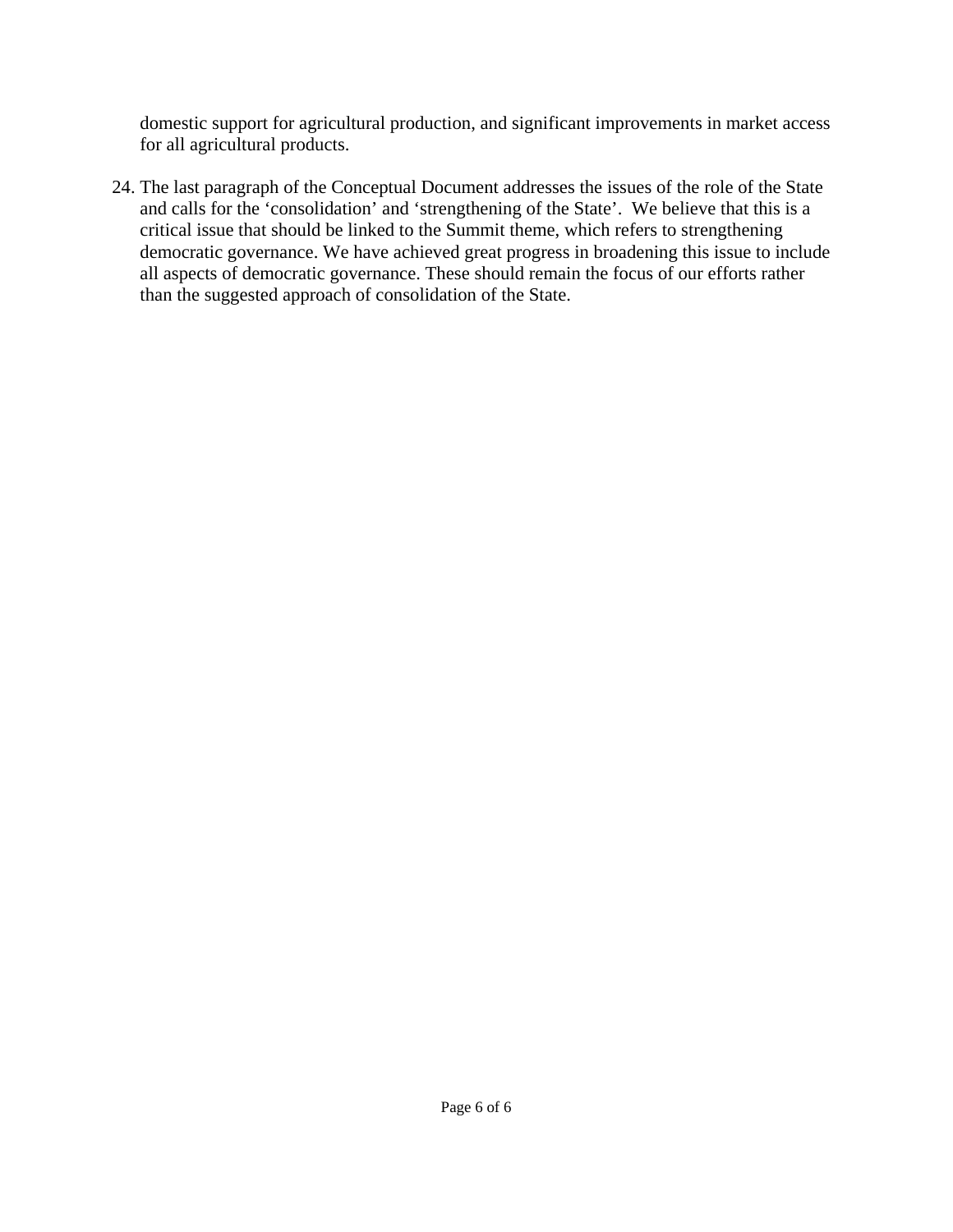domestic support for agricultural production, and significant improvements in market access for all agricultural products.

24. The last paragraph of the Conceptual Document addresses the issues of the role of the State and calls for the 'consolidation' and 'strengthening of the State'. We believe that this is a critical issue that should be linked to the Summit theme, which refers to strengthening democratic governance. We have achieved great progress in broadening this issue to include all aspects of democratic governance. These should remain the focus of our efforts rather than the suggested approach of consolidation of the State.